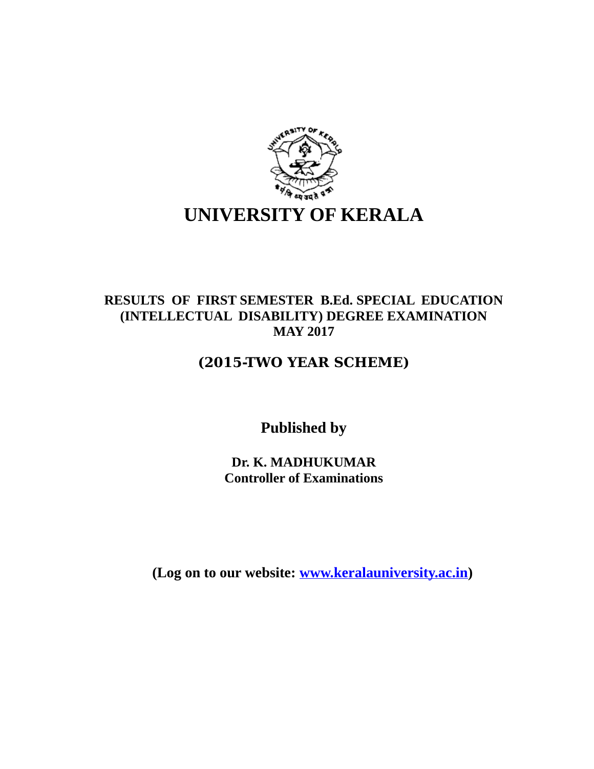# UNIVERSITY OF KERALA

## RESULTS OF FIRST SEMESTER B.Ed. SPECIAL EDUCATION (INTELLECTUAL DISABILITY) DEGREE EXAMINATION MAY 2017

## (2015-TWO YEAR SCHEME)

**Published by**

**Dr. K. MADHUKUMAR**
**Controller of Examinations**

**(Log on to our website: www.keralauniversity.ac.in)**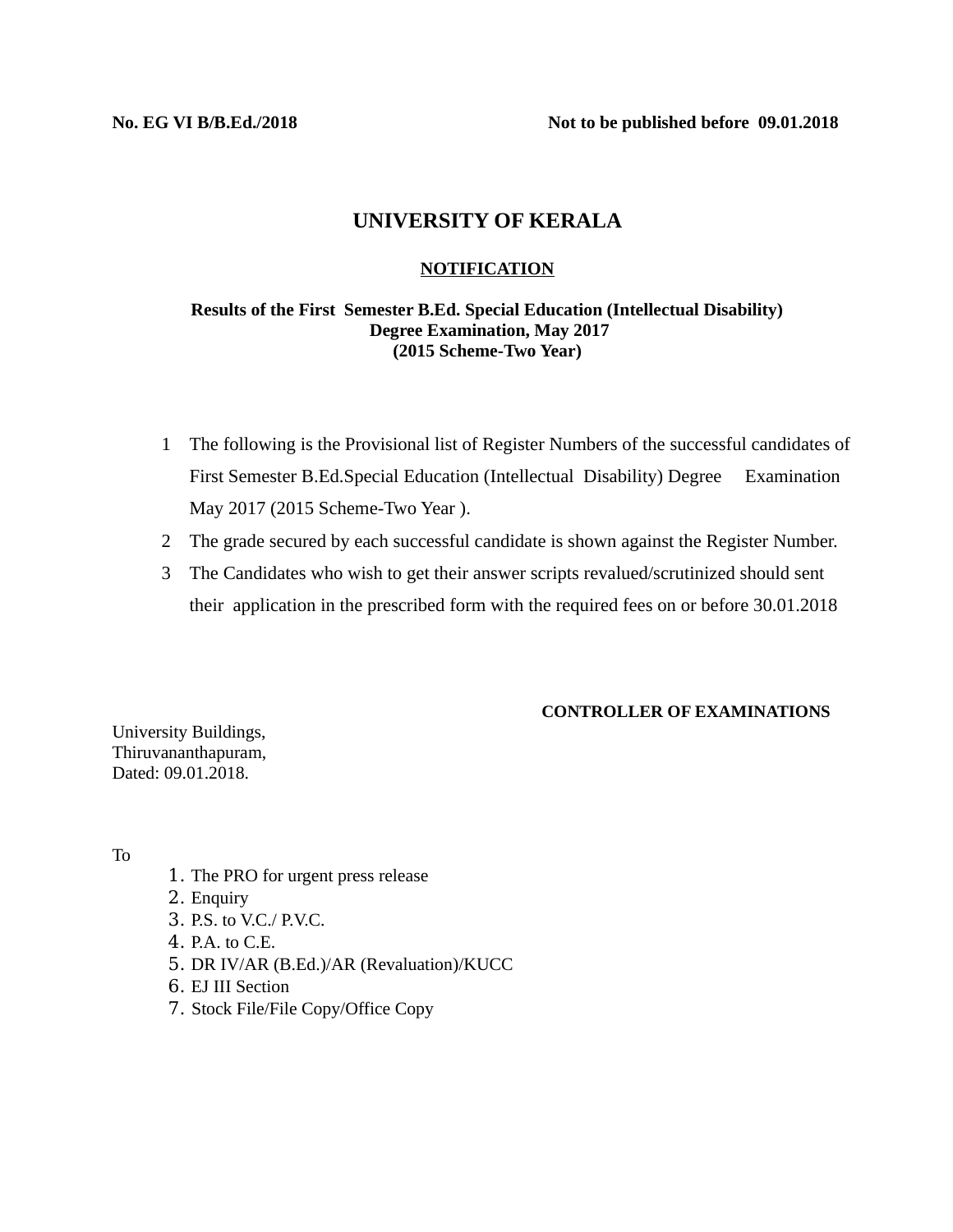**No. EG VI B/B.Ed./2018** **Not to be published before 09.01.2018**

# UNIVERSITY OF KERALA

## NOTIFICATION

**Results of the First Semester B.Ed. Special Education (Intellectual Disability) Degree Examination, May 2017 (2015 Scheme-Two Year)**

1. The following is the Provisional list of Register Numbers of the successful candidates of First Semester B.Ed.Special Education (Intellectual Disability) Degree Examination May 2017 (2015 Scheme-Two Year ).
2. The grade secured by each successful candidate is shown against the Register Number.
3. The Candidates who wish to get their answer scripts revalued/scrutinized should sent their application in the prescribed form with the required fees on or before 30.01.2018

**CONTROLLER OF EXAMINATIONS**

University Buildings,
Thiruvananthapuram,
Dated: 09.01.2018.

To

1. The PRO for urgent press release
2. Enquiry
3. P.S. to V.C./ P.V.C.
4. P.A. to C.E.
5. DR IV/AR (B.Ed.)/AR (Revaluation)/KUCC
6. EJ III Section
7. Stock File/File Copy/Office Copy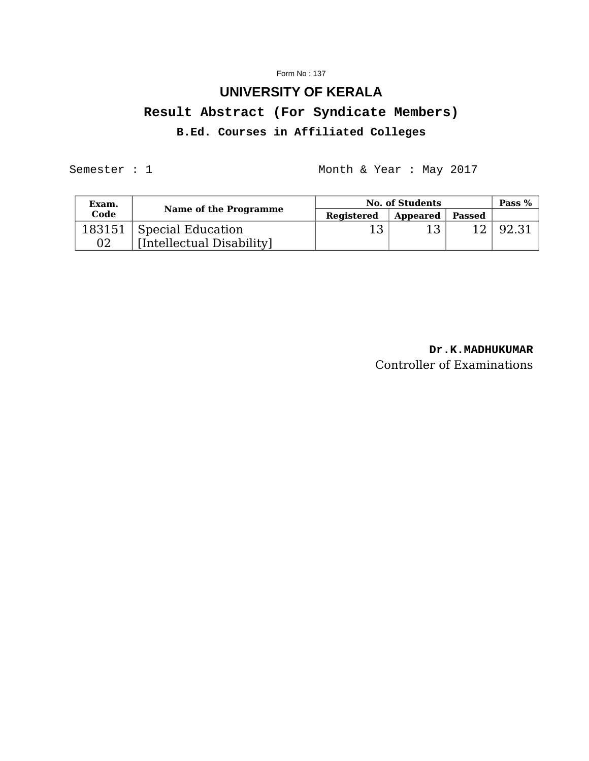Form No : 137

# UNIVERSITY OF KERALA

## Result Abstract (For Syndicate Members)

### B.Ed. Courses in Affiliated Colleges

Semester : 1 Month & Year : May 2017

| Exam. Code | Name of the Programme | No. of Students | | | Pass % |
|---|---|---|---|---|---|
| | | Registered | Appeared | Passed | |
| 18315102 | Special Education [Intellectual Disability] | 13 | 13 | 12 | 92.31 |

**Dr.K.MADHUKUMAR**
Controller of Examinations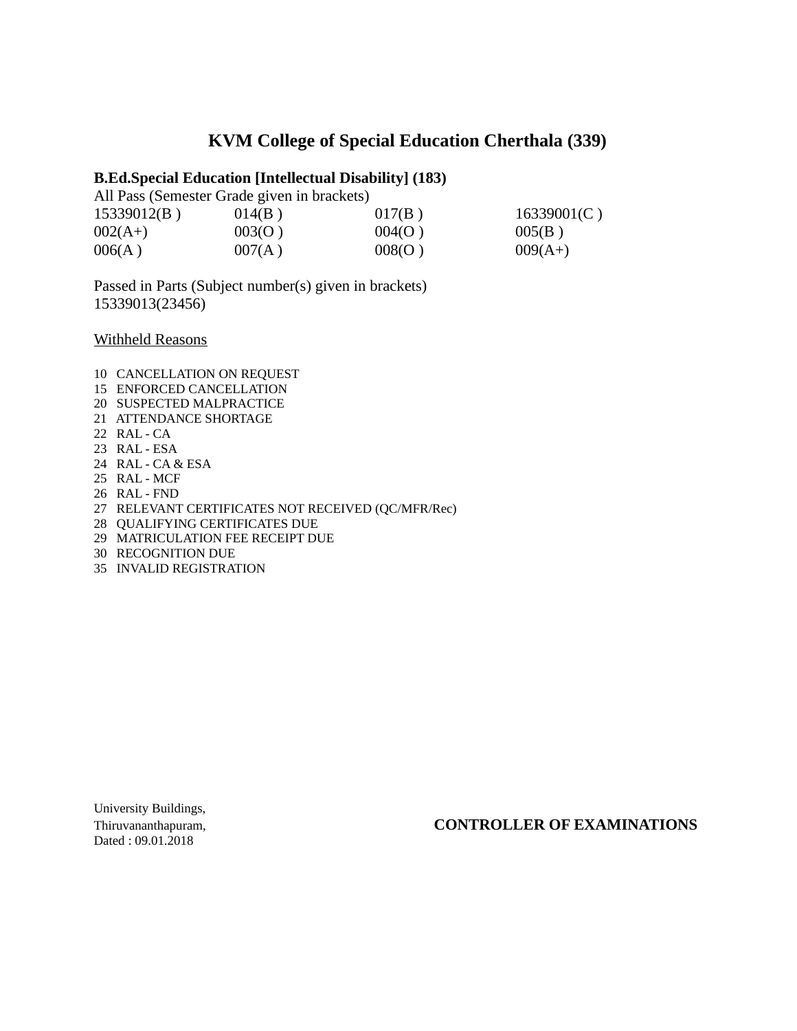# KVM College of Special Education Cherthala (339)

**B.Ed.Special Education [Intellectual Disability] (183)**

All Pass (Semester Grade given in brackets)

| | | | |
|---|---|---|---|
| 15339012(B ) | 014(B ) | 017(B ) | 16339001(C ) |
| 002(A+) | 003(O ) | 004(O ) | 005(B ) |
| 006(A ) | 007(A ) | 008(O ) | 009(A+) |

Passed in Parts (Subject number(s) given in brackets)
15339013(23456)

Withheld Reasons

10 CANCELLATION ON REQUEST
15 ENFORCED CANCELLATION
20 SUSPECTED MALPRACTICE
21 ATTENDANCE SHORTAGE
22 RAL - CA
23 RAL - ESA
24 RAL - CA & ESA
25 RAL - MCF
26 RAL - FND
27 RELEVANT CERTIFICATES NOT RECEIVED (QC/MFR/Rec)
28 QUALIFYING CERTIFICATES DUE
29 MATRICULATION FEE RECEIPT DUE
30 RECOGNITION DUE
35 INVALID REGISTRATION

University Buildings,
Thiruvananthapuram,
Dated : 09.01.2018

**CONTROLLER OF EXAMINATIONS**